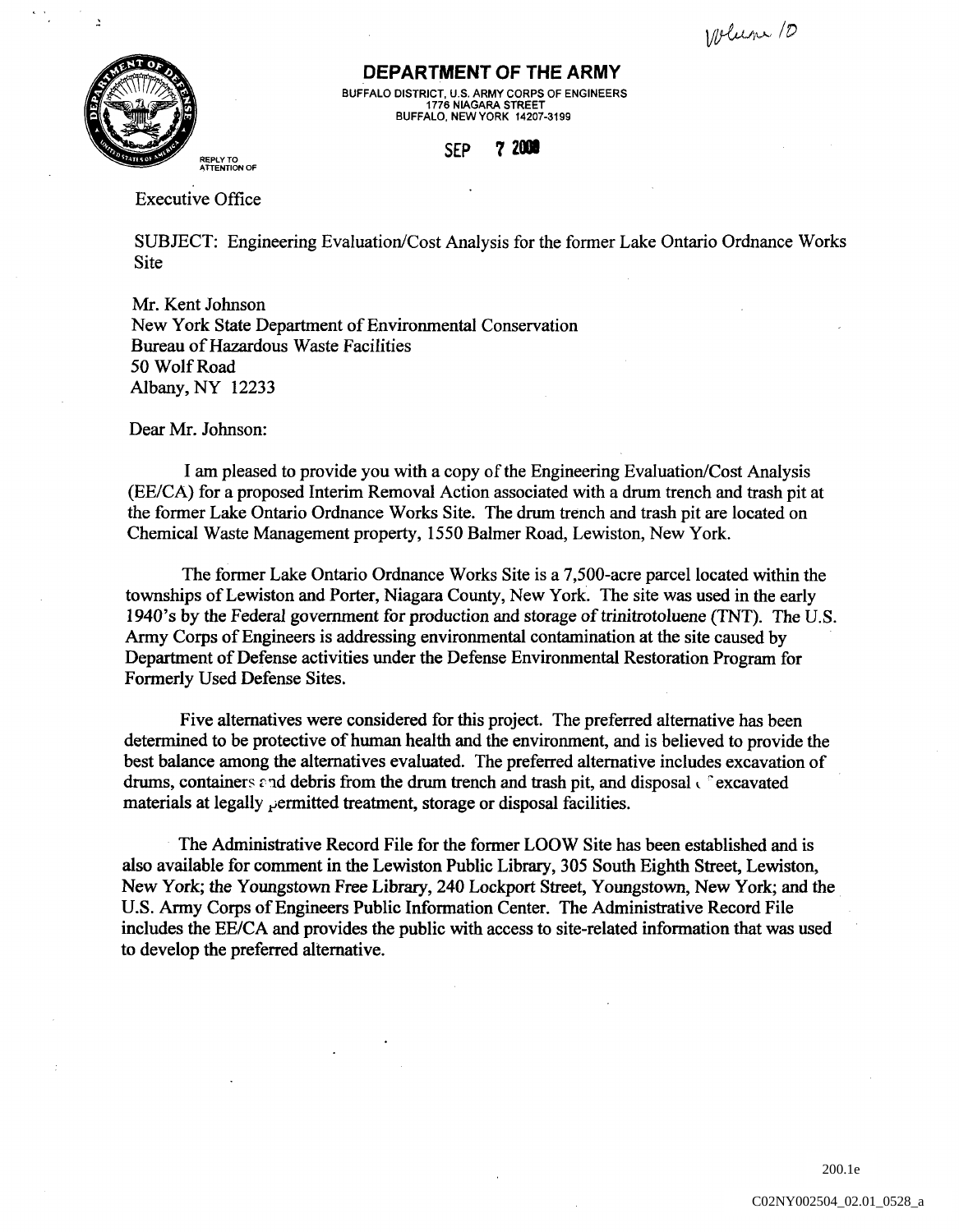Volume 10

**DEPARTMENT OF THE ARMY**

BUFFALO DISTRICT, U.S. ARMY CORPS OF ENGINEERS
1776 NIAGARA STREET
BUFFALO, NEW YORK 14207-3199

REPLY TO
ATTENTION OF

SEP 7 2000

Executive Office

SUBJECT: Engineering Evaluation/Cost Analysis for the former Lake Ontario Ordnance Works Site

Mr. Kent Johnson
New York State Department of Environmental Conservation
Bureau of Hazardous Waste Facilities
50 Wolf Road
Albany, NY 12233

Dear Mr. Johnson:

I am pleased to provide you with a copy of the Engineering Evaluation/Cost Analysis (EE/CA) for a proposed Interim Removal Action associated with a drum trench and trash pit at the former Lake Ontario Ordnance Works Site. The drum trench and trash pit are located on Chemical Waste Management property, 1550 Balmer Road, Lewiston, New York.

The former Lake Ontario Ordnance Works Site is a 7,500-acre parcel located within the townships of Lewiston and Porter, Niagara County, New York. The site was used in the early 1940's by the Federal government for production and storage of trinitrotoluene (TNT). The U.S. Army Corps of Engineers is addressing environmental contamination at the site caused by Department of Defense activities under the Defense Environmental Restoration Program for Formerly Used Defense Sites.

Five alternatives were considered for this project. The preferred alternative has been determined to be protective of human health and the environment, and is believed to provide the best balance among the alternatives evaluated. The preferred alternative includes excavation of drums, containers and debris from the drum trench and trash pit, and disposal of excavated materials at legally permitted treatment, storage or disposal facilities.

The Administrative Record File for the former LOOW Site has been established and is also available for comment in the Lewiston Public Library, 305 South Eighth Street, Lewiston, New York; the Youngstown Free Library, 240 Lockport Street, Youngstown, New York; and the U.S. Army Corps of Engineers Public Information Center. The Administrative Record File includes the EE/CA and provides the public with access to site-related information that was used to develop the preferred alternative.

200.1e

C02NY002504_02.01_0528_a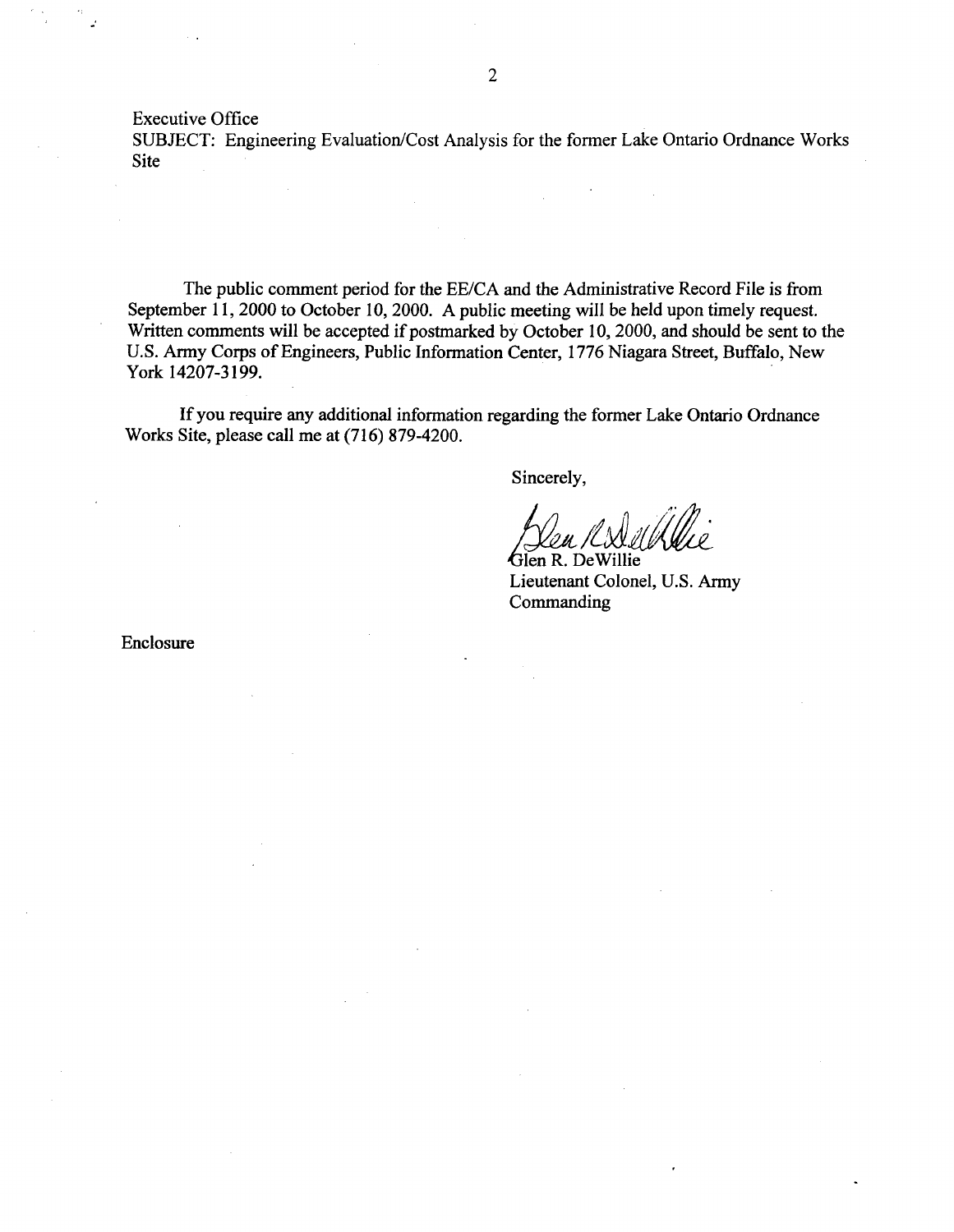Executive Office
SUBJECT: Engineering Evaluation/Cost Analysis for the former Lake Ontario Ordnance Works Site

The public comment period for the EE/CA and the Administrative Record File is from September 11, 2000 to October 10, 2000. A public meeting will be held upon timely request. Written comments will be accepted if postmarked by October 10, 2000, and should be sent to the U.S. Army Corps of Engineers, Public Information Center, 1776 Niagara Street, Buffalo, New York 14207-3199.

If you require any additional information regarding the former Lake Ontario Ordnance Works Site, please call me at (716) 879-4200.

Sincerely,

Glen R. DeWillie
Lieutenant Colonel, U.S. Army
Commanding

Enclosure